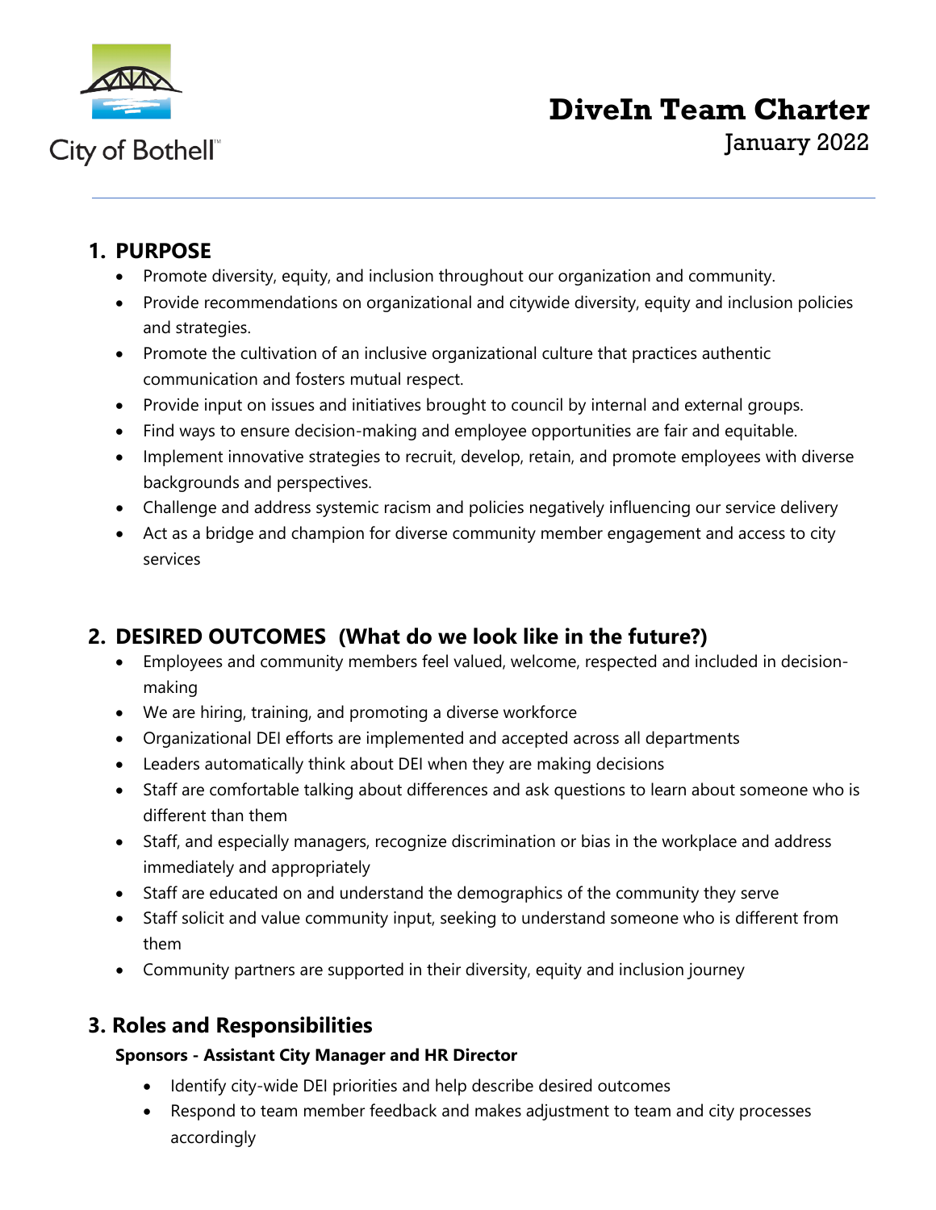City of Bothell™

# DiveIn Team Charter

January 2022

## 1. PURPOSE

- Promote diversity, equity, and inclusion throughout our organization and community.
- Provide recommendations on organizational and citywide diversity, equity and inclusion policies and strategies.
- Promote the cultivation of an inclusive organizational culture that practices authentic communication and fosters mutual respect.
- Provide input on issues and initiatives brought to council by internal and external groups.
- Find ways to ensure decision-making and employee opportunities are fair and equitable.
- Implement innovative strategies to recruit, develop, retain, and promote employees with diverse backgrounds and perspectives.
- Challenge and address systemic racism and policies negatively influencing our service delivery
- Act as a bridge and champion for diverse community member engagement and access to city services

## 2. DESIRED OUTCOMES (What do we look like in the future?)

- Employees and community members feel valued, welcome, respected and included in decision-making
- We are hiring, training, and promoting a diverse workforce
- Organizational DEI efforts are implemented and accepted across all departments
- Leaders automatically think about DEI when they are making decisions
- Staff are comfortable talking about differences and ask questions to learn about someone who is different than them
- Staff, and especially managers, recognize discrimination or bias in the workplace and address immediately and appropriately
- Staff are educated on and understand the demographics of the community they serve
- Staff solicit and value community input, seeking to understand someone who is different from them
- Community partners are supported in their diversity, equity and inclusion journey

## 3. Roles and Responsibilities

**Sponsors - Assistant City Manager and HR Director**

- Identify city-wide DEI priorities and help describe desired outcomes
- Respond to team member feedback and makes adjustment to team and city processes accordingly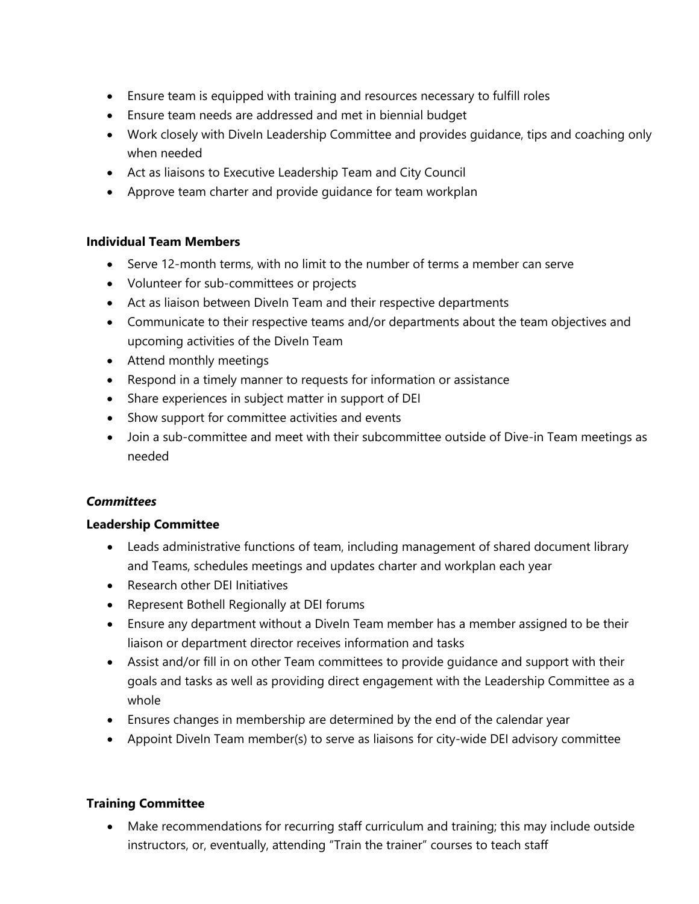- Ensure team is equipped with training and resources necessary to fulfill roles
- Ensure team needs are addressed and met in biennial budget
- Work closely with DiveIn Leadership Committee and provides guidance, tips and coaching only when needed
- Act as liaisons to Executive Leadership Team and City Council
- Approve team charter and provide guidance for team workplan

**Individual Team Members**

- Serve 12-month terms, with no limit to the number of terms a member can serve
- Volunteer for sub-committees or projects
- Act as liaison between DiveIn Team and their respective departments
- Communicate to their respective teams and/or departments about the team objectives and upcoming activities of the DiveIn Team
- Attend monthly meetings
- Respond in a timely manner to requests for information or assistance
- Share experiences in subject matter in support of DEI
- Show support for committee activities and events
- Join a sub-committee and meet with their subcommittee outside of Dive-in Team meetings as needed

***Committees***

**Leadership Committee**

- Leads administrative functions of team, including management of shared document library and Teams, schedules meetings and updates charter and workplan each year
- Research other DEI Initiatives
- Represent Bothell Regionally at DEI forums
- Ensure any department without a DiveIn Team member has a member assigned to be their liaison or department director receives information and tasks
- Assist and/or fill in on other Team committees to provide guidance and support with their goals and tasks as well as providing direct engagement with the Leadership Committee as a whole
- Ensures changes in membership are determined by the end of the calendar year
- Appoint DiveIn Team member(s) to serve as liaisons for city-wide DEI advisory committee

**Training Committee**

- Make recommendations for recurring staff curriculum and training; this may include outside instructors, or, eventually, attending "Train the trainer" courses to teach staff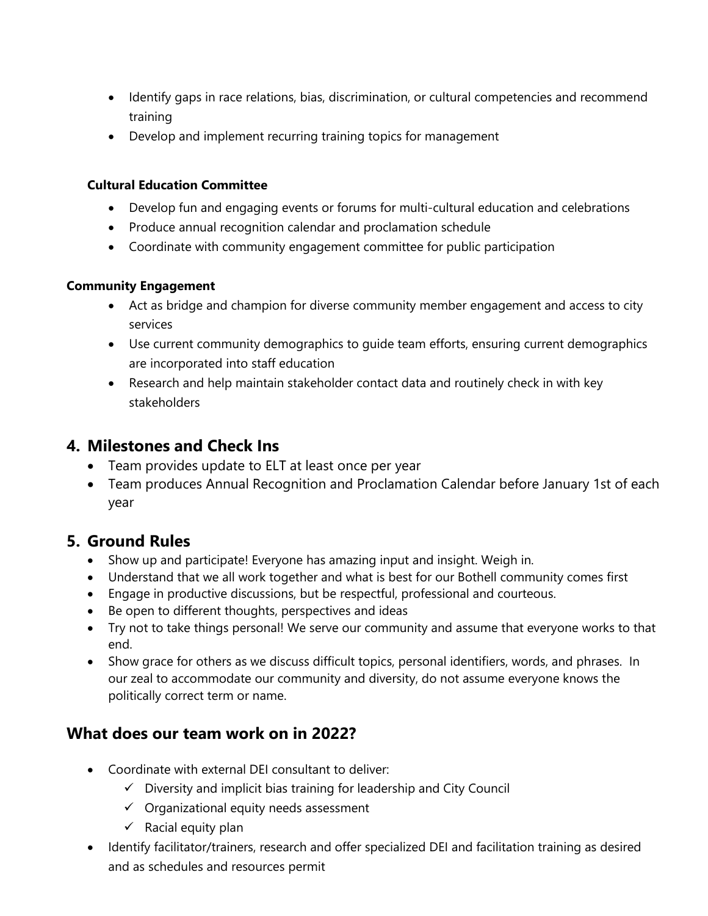- Identify gaps in race relations, bias, discrimination, or cultural competencies and recommend training
- Develop and implement recurring training topics for management

**Cultural Education Committee**

- Develop fun and engaging events or forums for multi-cultural education and celebrations
- Produce annual recognition calendar and proclamation schedule
- Coordinate with community engagement committee for public participation

**Community Engagement**

- Act as bridge and champion for diverse community member engagement and access to city services
- Use current community demographics to guide team efforts, ensuring current demographics are incorporated into staff education
- Research and help maintain stakeholder contact data and routinely check in with key stakeholders

## 4. Milestones and Check Ins

- Team provides update to ELT at least once per year
- Team produces Annual Recognition and Proclamation Calendar before January 1st of each year

## 5. Ground Rules

- Show up and participate! Everyone has amazing input and insight. Weigh in.
- Understand that we all work together and what is best for our Bothell community comes first
- Engage in productive discussions, but be respectful, professional and courteous.
- Be open to different thoughts, perspectives and ideas
- Try not to take things personal! We serve our community and assume that everyone works to that end.
- Show grace for others as we discuss difficult topics, personal identifiers, words, and phrases. In our zeal to accommodate our community and diversity, do not assume everyone knows the politically correct term or name.

## What does our team work on in 2022?

- Coordinate with external DEI consultant to deliver:
  - ✓ Diversity and implicit bias training for leadership and City Council
  - ✓ Organizational equity needs assessment
  - ✓ Racial equity plan
- Identify facilitator/trainers, research and offer specialized DEI and facilitation training as desired and as schedules and resources permit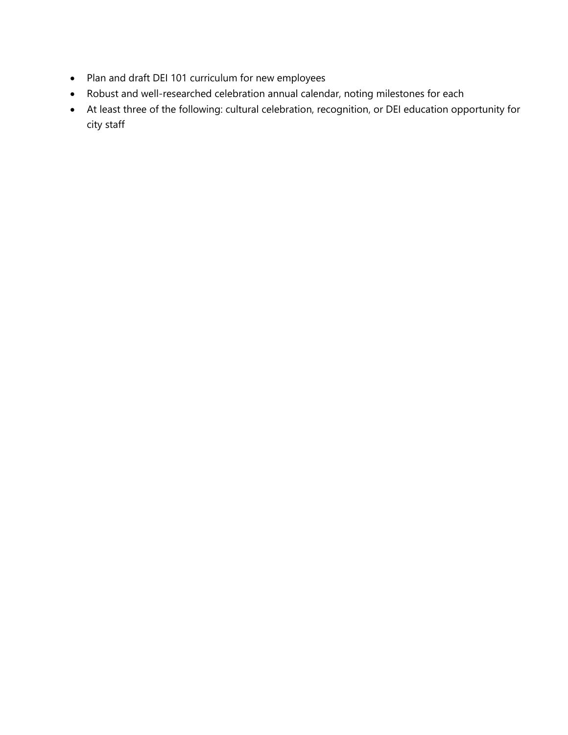- Plan and draft DEI 101 curriculum for new employees
- Robust and well-researched celebration annual calendar, noting milestones for each
- At least three of the following: cultural celebration, recognition, or DEI education opportunity for city staff